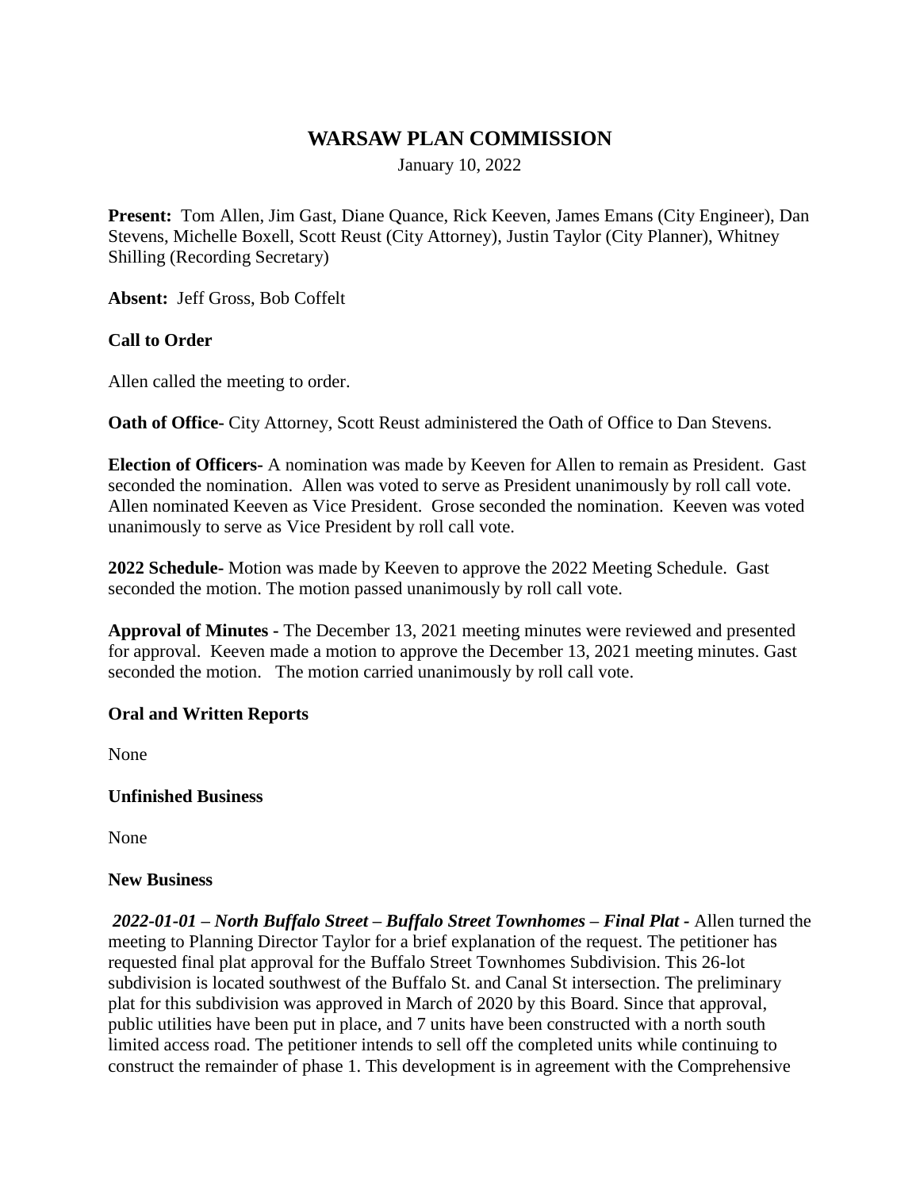# WARSAW PLAN COMMISSION

January 10, 2022

**Present:** Tom Allen, Jim Gast, Diane Quance, Rick Keeven, James Emans (City Engineer), Dan Stevens, Michelle Boxell, Scott Reust (City Attorney), Justin Taylor (City Planner), Whitney Shilling (Recording Secretary)

**Absent:** Jeff Gross, Bob Coffelt

**Call to Order**

Allen called the meeting to order.

**Oath of Office-** City Attorney, Scott Reust administered the Oath of Office to Dan Stevens.

**Election of Officers-** A nomination was made by Keeven for Allen to remain as President. Gast seconded the nomination. Allen was voted to serve as President unanimously by roll call vote. Allen nominated Keeven as Vice President. Grose seconded the nomination. Keeven was voted unanimously to serve as Vice President by roll call vote.

**2022 Schedule-** Motion was made by Keeven to approve the 2022 Meeting Schedule. Gast seconded the motion. The motion passed unanimously by roll call vote.

**Approval of Minutes -** The December 13, 2021 meeting minutes were reviewed and presented for approval. Keeven made a motion to approve the December 13, 2021 meeting minutes. Gast seconded the motion. The motion carried unanimously by roll call vote.

**Oral and Written Reports**

None

**Unfinished Business**

None

**New Business**

***2022-01-01 – North Buffalo Street – Buffalo Street Townhomes – Final Plat -*** Allen turned the meeting to Planning Director Taylor for a brief explanation of the request. The petitioner has requested final plat approval for the Buffalo Street Townhomes Subdivision. This 26-lot subdivision is located southwest of the Buffalo St. and Canal St intersection. The preliminary plat for this subdivision was approved in March of 2020 by this Board. Since that approval, public utilities have been put in place, and 7 units have been constructed with a north south limited access road. The petitioner intends to sell off the completed units while continuing to construct the remainder of phase 1. This development is in agreement with the Comprehensive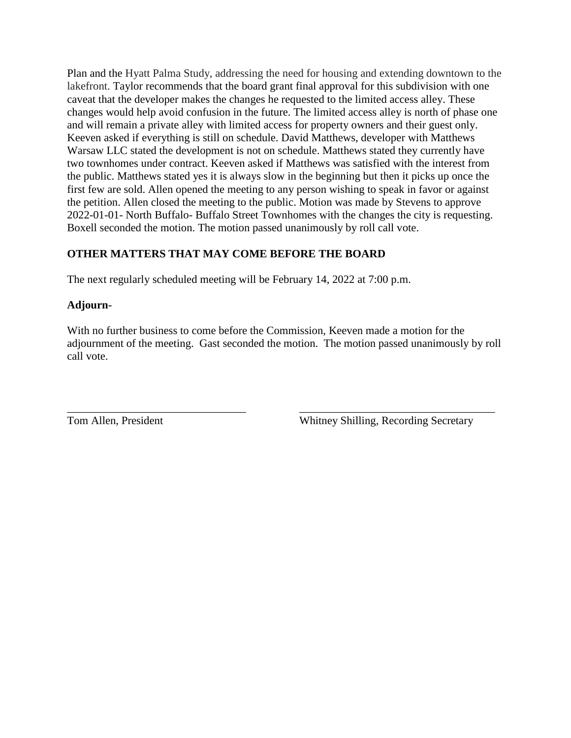Plan and the Hyatt Palma Study, addressing the need for housing and extending downtown to the lakefront. Taylor recommends that the board grant final approval for this subdivision with one caveat that the developer makes the changes he requested to the limited access alley. These changes would help avoid confusion in the future. The limited access alley is north of phase one and will remain a private alley with limited access for property owners and their guest only. Keeven asked if everything is still on schedule. David Matthews, developer with Matthews Warsaw LLC stated the development is not on schedule. Matthews stated they currently have two townhomes under contract. Keeven asked if Matthews was satisfied with the interest from the public. Matthews stated yes it is always slow in the beginning but then it picks up once the first few are sold. Allen opened the meeting to any person wishing to speak in favor or against the petition. Allen closed the meeting to the public. Motion was made by Stevens to approve 2022-01-01- North Buffalo- Buffalo Street Townhomes with the changes the city is requesting. Boxell seconded the motion. The motion passed unanimously by roll call vote.

**OTHER MATTERS THAT MAY COME BEFORE THE BOARD**

The next regularly scheduled meeting will be February 14, 2022 at 7:00 p.m.

**Adjourn-**

With no further business to come before the Commission, Keeven made a motion for the adjournment of the meeting. Gast seconded the motion. The motion passed unanimously by roll call vote.

________________________________ ____________________________________

Tom Allen, President Whitney Shilling, Recording Secretary